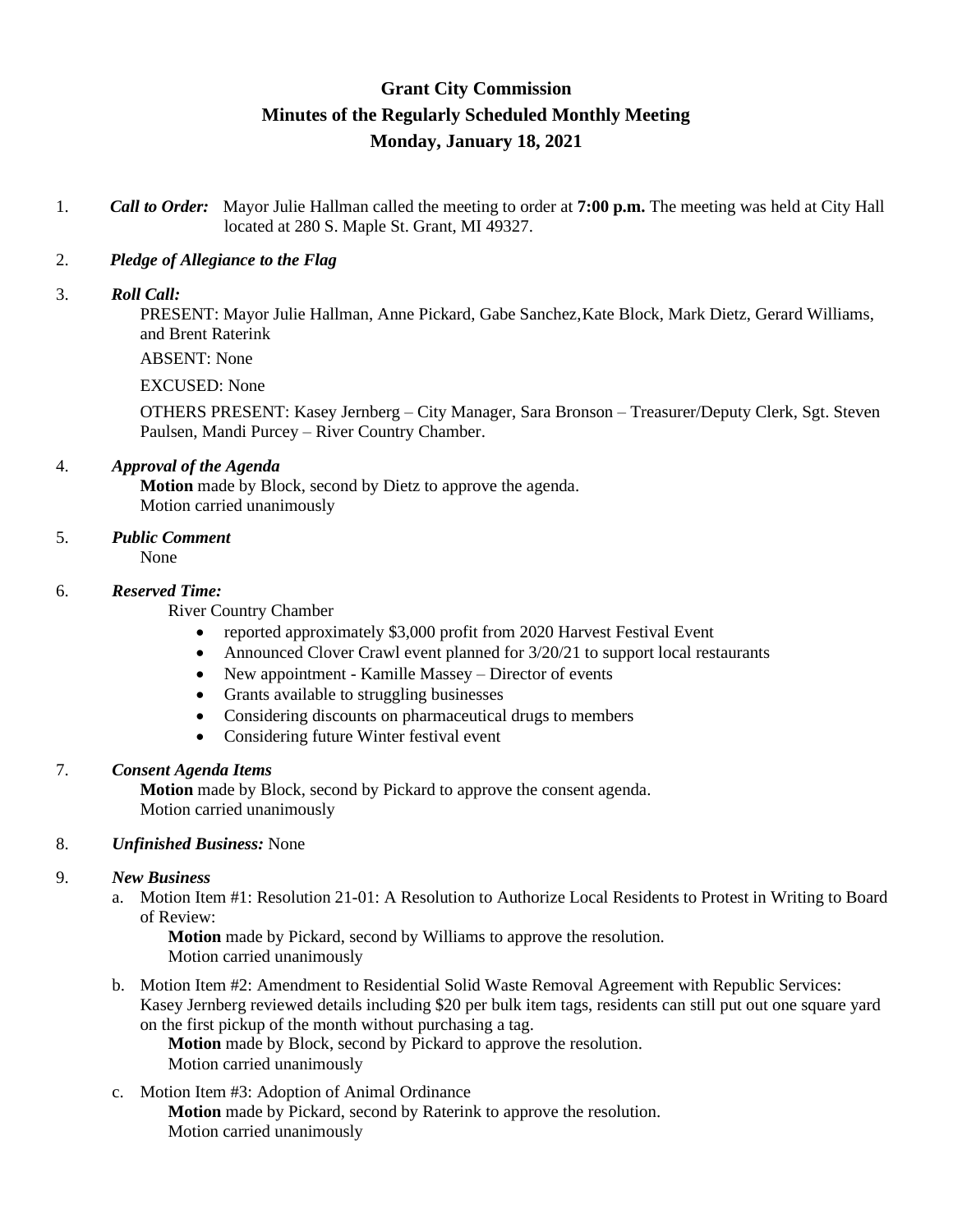# Grant City Commission
## Minutes of the Regularly Scheduled Monthly Meeting
## Monday, January 18, 2021

1. ***Call to Order:*** Mayor Julie Hallman called the meeting to order at **7:00 p.m.** The meeting was held at City Hall located at 280 S. Maple St. Grant, MI 49327.

2. ***Pledge of Allegiance to the Flag***

3. ***Roll Call:***

   PRESENT: Mayor Julie Hallman, Anne Pickard, Gabe Sanchez,Kate Block, Mark Dietz, Gerard Williams, and Brent Raterink

   ABSENT: None

   EXCUSED: None

   OTHERS PRESENT: Kasey Jernberg – City Manager, Sara Bronson – Treasurer/Deputy Clerk, Sgt. Steven Paulsen, Mandi Purcey – River Country Chamber.

4. ***Approval of the Agenda***

   **Motion** made by Block, second by Dietz to approve the agenda.
   Motion carried unanimously

5. ***Public Comment***

   None

6. ***Reserved Time:***

   River Country Chamber

   - reported approximately $3,000 profit from 2020 Harvest Festival Event
   - Announced Clover Crawl event planned for 3/20/21 to support local restaurants
   - New appointment - Kamille Massey – Director of events
   - Grants available to struggling businesses
   - Considering discounts on pharmaceutical drugs to members
   - Considering future Winter festival event

7. ***Consent Agenda Items***

   **Motion** made by Block, second by Pickard to approve the consent agenda.
   Motion carried unanimously

8. ***Unfinished Business:*** None

9. ***New Business***

   a. Motion Item #1: Resolution 21-01: A Resolution to Authorize Local Residents to Protest in Writing to Board of Review:

      **Motion** made by Pickard, second by Williams to approve the resolution.
      Motion carried unanimously

   b. Motion Item #2: Amendment to Residential Solid Waste Removal Agreement with Republic Services: Kasey Jernberg reviewed details including $20 per bulk item tags, residents can still put out one square yard on the first pickup of the month without purchasing a tag.

      **Motion** made by Block, second by Pickard to approve the resolution.
      Motion carried unanimously

   c. Motion Item #3: Adoption of Animal Ordinance

      **Motion** made by Pickard, second by Raterink to approve the resolution.
      Motion carried unanimously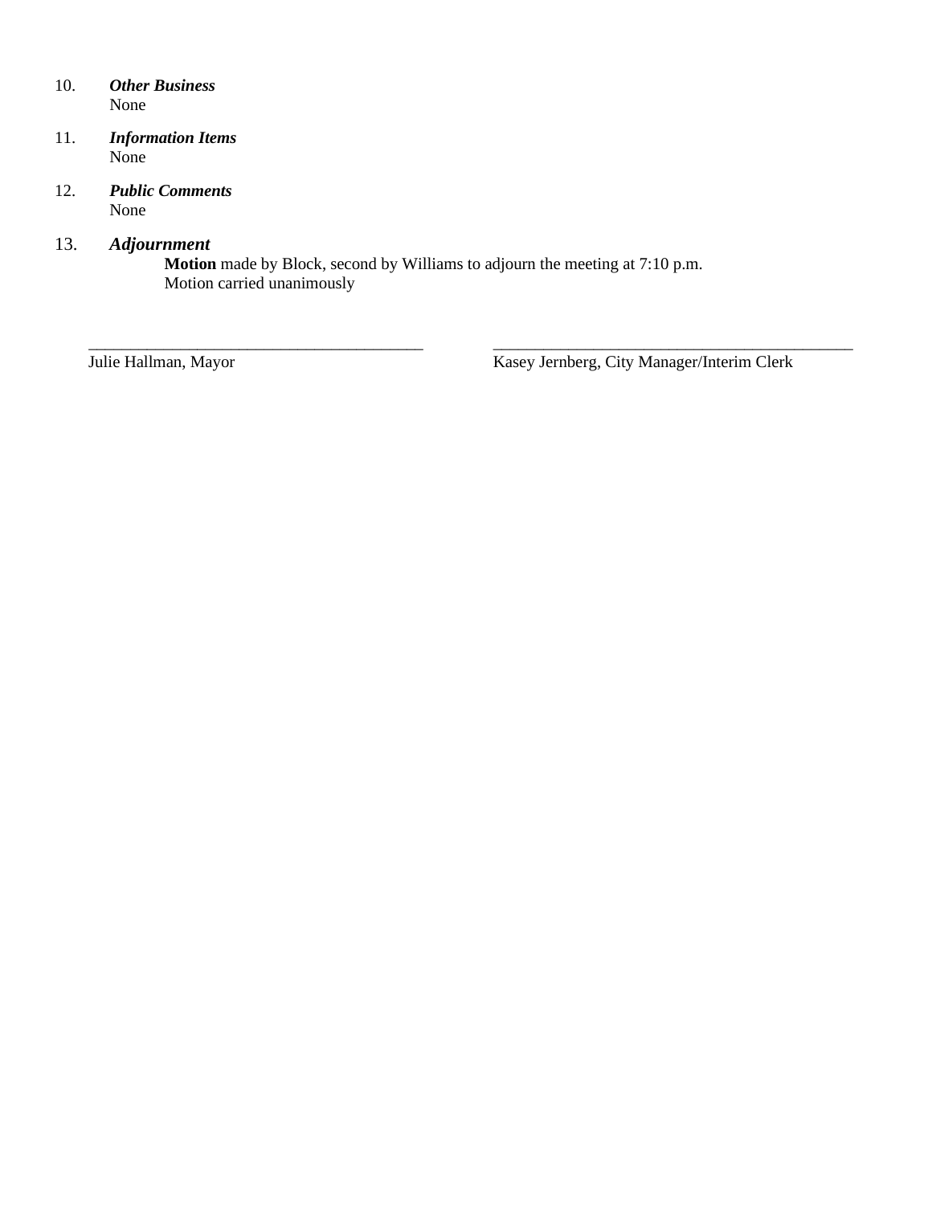10. ***Other Business***
    None

11. ***Information Items***
    None

12. ***Public Comments***
    None

13. ***Adjournment***
    **Motion** made by Block, second by Williams to adjourn the meeting at 7:10 p.m.
    Motion carried unanimously

\_\_\_\_\_\_\_\_\_\_\_\_\_\_\_\_\_\_\_\_\_\_\_\_\_\_\_\_\_\_\_\_\_\_\_\_\_\_\_\_
Julie Hallman, Mayor

\_\_\_\_\_\_\_\_\_\_\_\_\_\_\_\_\_\_\_\_\_\_\_\_\_\_\_\_\_\_\_\_\_\_\_\_\_\_\_\_\_\_\_\_\_
Kasey Jernberg, City Manager/Interim Clerk